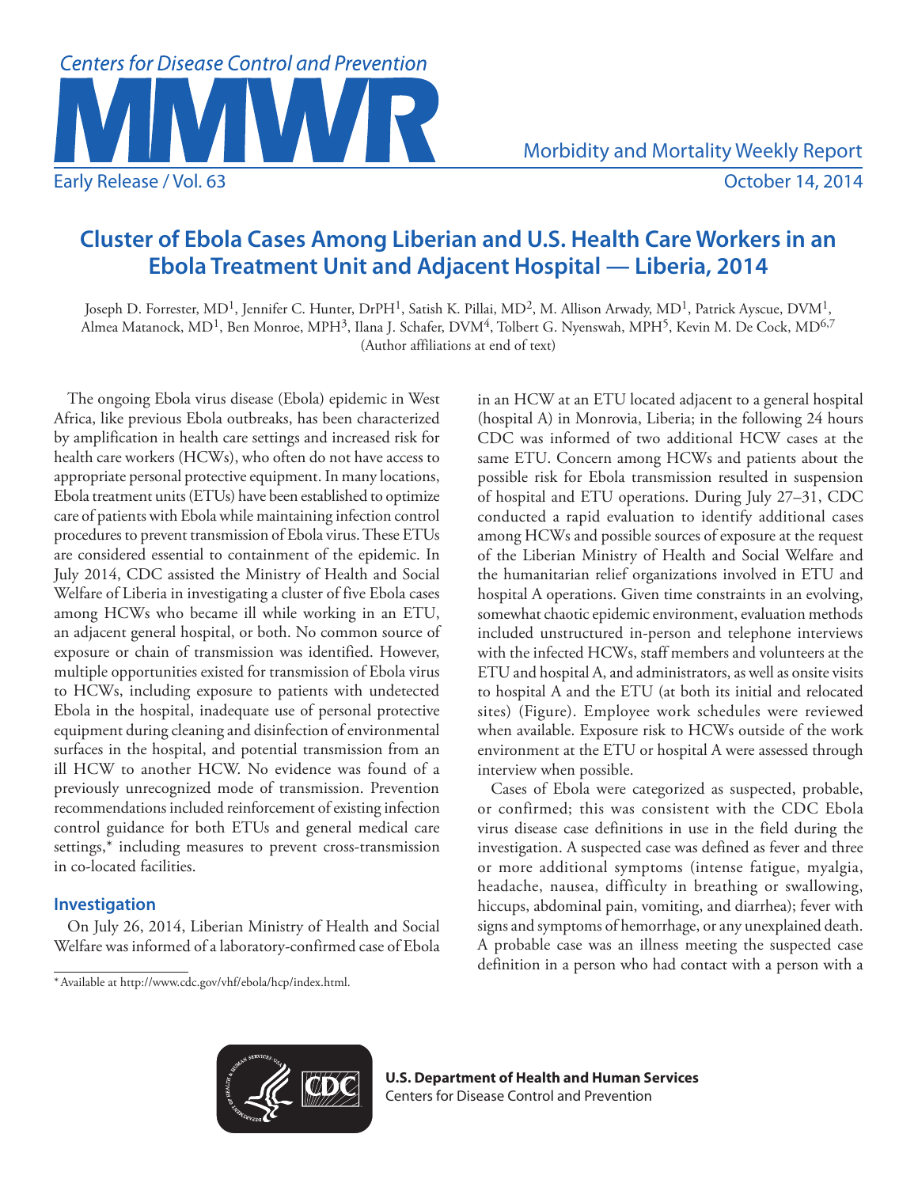# Cluster of Ebola Cases Among Liberian and U.S. Health Care Workers in an Ebola Treatment Unit and Adjacent Hospital — Liberia, 2014

Joseph D. Forrester, MD[1], Jennifer C. Hunter, DrPH[1], Satish K. Pillai, MD[2], M. Allison Arwady, MD[1], Patrick Ayscue, DVM[1], Almea Matanock, MD[1], Ben Monroe, MPH[3], Ilana J. Schafer, DVM[4], Tolbert G. Nyenswah, MPH[5], Kevin M. De Cock, MD[6,7]
(Author affiliations at end of text)

The ongoing Ebola virus disease (Ebola) epidemic in West Africa, like previous Ebola outbreaks, has been characterized by amplification in health care settings and increased risk for health care workers (HCWs), who often do not have access to appropriate personal protective equipment. In many locations, Ebola treatment units (ETUs) have been established to optimize care of patients with Ebola while maintaining infection control procedures to prevent transmission of Ebola virus. These ETUs are considered essential to containment of the epidemic. In July 2014, CDC assisted the Ministry of Health and Social Welfare of Liberia in investigating a cluster of five Ebola cases among HCWs who became ill while working in an ETU, an adjacent general hospital, or both. No common source of exposure or chain of transmission was identified. However, multiple opportunities existed for transmission of Ebola virus to HCWs, including exposure to patients with undetected Ebola in the hospital, inadequate use of personal protective equipment during cleaning and disinfection of environmental surfaces in the hospital, and potential transmission from an ill HCW to another HCW. No evidence was found of a previously unrecognized mode of transmission. Prevention recommendations included reinforcement of existing infection control guidance for both ETUs and general medical care settings,* including measures to prevent cross-transmission in co-located facilities.

## Investigation

On July 26, 2014, Liberian Ministry of Health and Social Welfare was informed of a laboratory-confirmed case of Ebola in an HCW at an ETU located adjacent to a general hospital (hospital A) in Monrovia, Liberia; in the following 24 hours CDC was informed of two additional HCW cases at the same ETU. Concern among HCWs and patients about the possible risk for Ebola transmission resulted in suspension of hospital and ETU operations. During July 27–31, CDC conducted a rapid evaluation to identify additional cases among HCWs and possible sources of exposure at the request of the Liberian Ministry of Health and Social Welfare and the humanitarian relief organizations involved in ETU and hospital A operations. Given time constraints in an evolving, somewhat chaotic epidemic environment, evaluation methods included unstructured in-person and telephone interviews with the infected HCWs, staff members and volunteers at the ETU and hospital A, and administrators, as well as onsite visits to hospital A and the ETU (at both its initial and relocated sites) (Figure). Employee work schedules were reviewed when available. Exposure risk to HCWs outside of the work environment at the ETU or hospital A were assessed through interview when possible.

Cases of Ebola were categorized as suspected, probable, or confirmed; this was consistent with the CDC Ebola virus disease case definitions in use in the field during the investigation. A suspected case was defined as fever and three or more additional symptoms (intense fatigue, myalgia, headache, nausea, difficulty in breathing or swallowing, hiccups, abdominal pain, vomiting, and diarrhea); fever with signs and symptoms of hemorrhage, or any unexplained death. A probable case was an illness meeting the suspected case definition in a person who had contact with a person with a

\* Available at http://www.cdc.gov/vhf/ebola/hcp/index.html.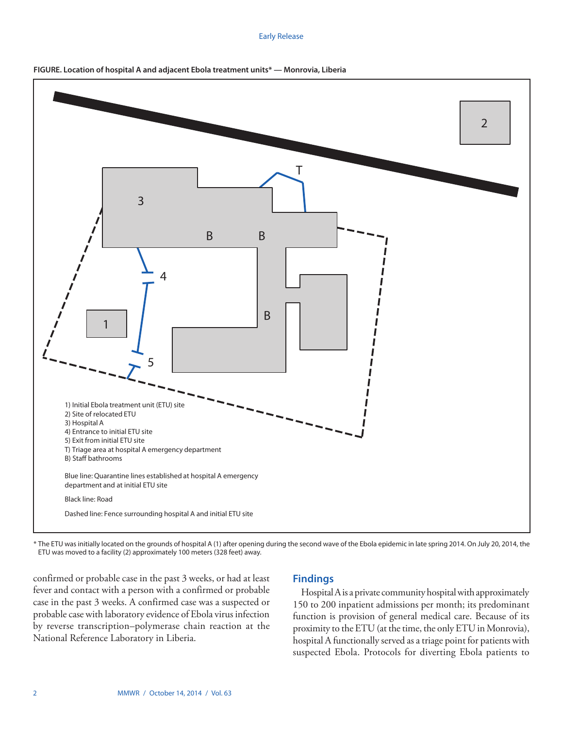**FIGURE. Location of hospital A and adjacent Ebola treatment units* — Monrovia, Liberia**

1) Initial Ebola treatment unit (ETU) site
2) Site of relocated ETU
3) Hospital A
4) Entrance to initial ETU site
5) Exit from initial ETU site
T) Triage area at hospital A emergency department
B) Staff bathrooms

Blue line: Quarantine lines established at hospital A emergency department and at initial ETU site

Black line: Road

Dashed line: Fence surrounding hospital A and initial ETU site

\* The ETU was initially located on the grounds of hospital A (1) after opening during the second wave of the Ebola epidemic in late spring 2014. On July 20, 2014, the ETU was moved to a facility (2) approximately 100 meters (328 feet) away.

confirmed or probable case in the past 3 weeks, or had at least fever and contact with a person with a confirmed or probable case in the past 3 weeks. A confirmed case was a suspected or probable case with laboratory evidence of Ebola virus infection by reverse transcription–polymerase chain reaction at the National Reference Laboratory in Liberia.

## Findings

Hospital A is a private community hospital with approximately 150 to 200 inpatient admissions per month; its predominant function is provision of general medical care. Because of its proximity to the ETU (at the time, the only ETU in Monrovia), hospital A functionally served as a triage point for patients with suspected Ebola. Protocols for diverting Ebola patients to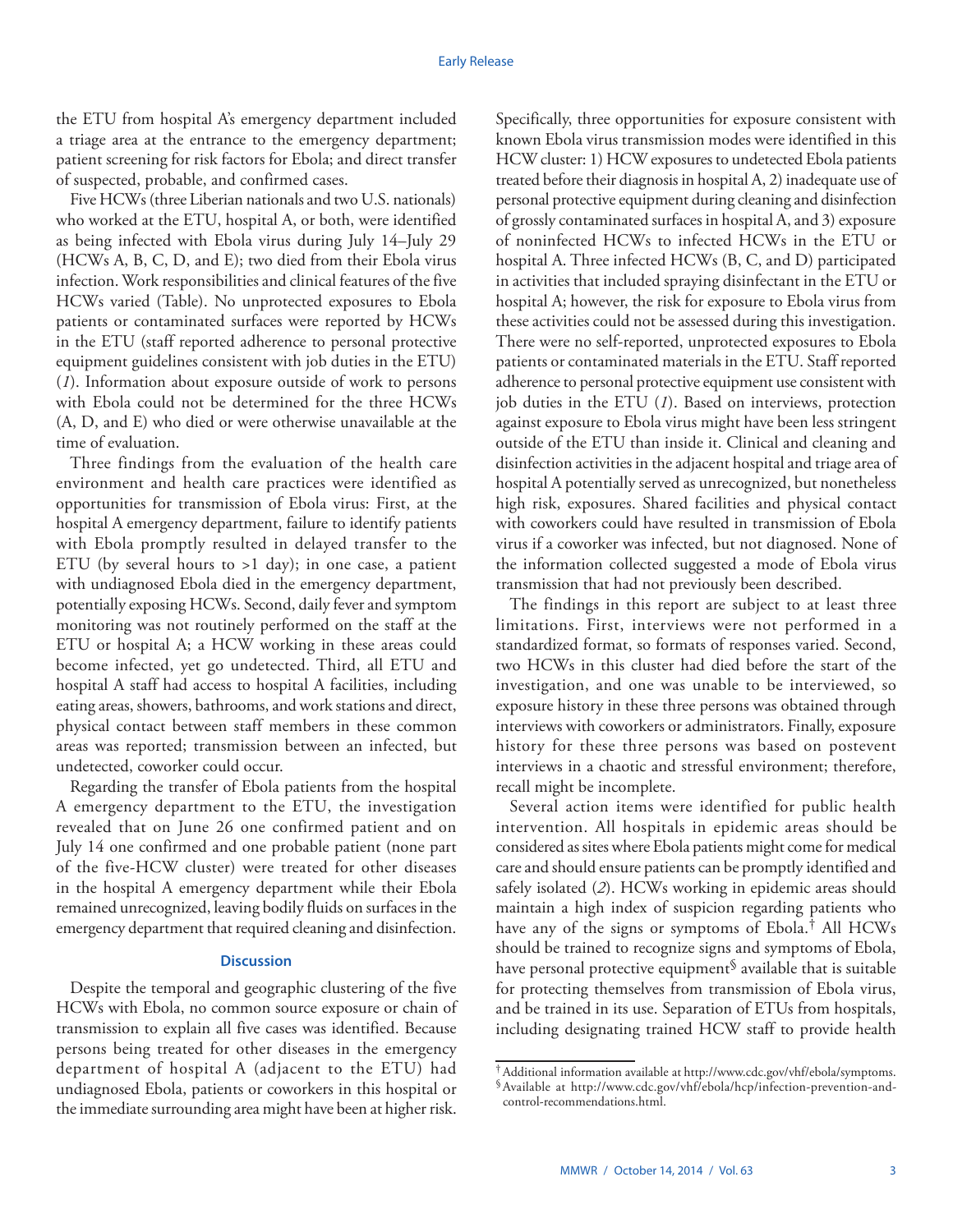the ETU from hospital A's emergency department included a triage area at the entrance to the emergency department; patient screening for risk factors for Ebola; and direct transfer of suspected, probable, and confirmed cases.

Five HCWs (three Liberian nationals and two U.S. nationals) who worked at the ETU, hospital A, or both, were identified as being infected with Ebola virus during July 14–July 29 (HCWs A, B, C, D, and E); two died from their Ebola virus infection. Work responsibilities and clinical features of the five HCWs varied (Table). No unprotected exposures to Ebola patients or contaminated surfaces were reported by HCWs in the ETU (staff reported adherence to personal protective equipment guidelines consistent with job duties in the ETU) (*1*). Information about exposure outside of work to persons with Ebola could not be determined for the three HCWs (A, D, and E) who died or were otherwise unavailable at the time of evaluation.

Three findings from the evaluation of the health care environment and health care practices were identified as opportunities for transmission of Ebola virus: First, at the hospital A emergency department, failure to identify patients with Ebola promptly resulted in delayed transfer to the ETU (by several hours to >1 day); in one case, a patient with undiagnosed Ebola died in the emergency department, potentially exposing HCWs. Second, daily fever and symptom monitoring was not routinely performed on the staff at the ETU or hospital A; a HCW working in these areas could become infected, yet go undetected. Third, all ETU and hospital A staff had access to hospital A facilities, including eating areas, showers, bathrooms, and work stations and direct, physical contact between staff members in these common areas was reported; transmission between an infected, but undetected, coworker could occur.

Regarding the transfer of Ebola patients from the hospital A emergency department to the ETU, the investigation revealed that on June 26 one confirmed patient and on July 14 one confirmed and one probable patient (none part of the five-HCW cluster) were treated for other diseases in the hospital A emergency department while their Ebola remained unrecognized, leaving bodily fluids on surfaces in the emergency department that required cleaning and disinfection.

### Discussion

Despite the temporal and geographic clustering of the five HCWs with Ebola, no common source exposure or chain of transmission to explain all five cases was identified. Because persons being treated for other diseases in the emergency department of hospital A (adjacent to the ETU) had undiagnosed Ebola, patients or coworkers in this hospital or the immediate surrounding area might have been at higher risk. Specifically, three opportunities for exposure consistent with known Ebola virus transmission modes were identified in this HCW cluster: 1) HCW exposures to undetected Ebola patients treated before their diagnosis in hospital A, 2) inadequate use of personal protective equipment during cleaning and disinfection of grossly contaminated surfaces in hospital A, and 3) exposure of noninfected HCWs to infected HCWs in the ETU or hospital A. Three infected HCWs (B, C, and D) participated in activities that included spraying disinfectant in the ETU or hospital A; however, the risk for exposure to Ebola virus from these activities could not be assessed during this investigation. There were no self-reported, unprotected exposures to Ebola patients or contaminated materials in the ETU. Staff reported adherence to personal protective equipment use consistent with job duties in the ETU (*1*). Based on interviews, protection against exposure to Ebola virus might have been less stringent outside of the ETU than inside it. Clinical and cleaning and disinfection activities in the adjacent hospital and triage area of hospital A potentially served as unrecognized, but nonetheless high risk, exposures. Shared facilities and physical contact with coworkers could have resulted in transmission of Ebola virus if a coworker was infected, but not diagnosed. None of the information collected suggested a mode of Ebola virus transmission that had not previously been described.

The findings in this report are subject to at least three limitations. First, interviews were not performed in a standardized format, so formats of responses varied. Second, two HCWs in this cluster had died before the start of the investigation, and one was unable to be interviewed, so exposure history in these three persons was obtained through interviews with coworkers or administrators. Finally, exposure history for these three persons was based on postevent interviews in a chaotic and stressful environment; therefore, recall might be incomplete.

Several action items were identified for public health intervention. All hospitals in epidemic areas should be considered as sites where Ebola patients might come for medical care and should ensure patients can be promptly identified and safely isolated (*2*). HCWs working in epidemic areas should maintain a high index of suspicion regarding patients who have any of the signs or symptoms of Ebola.[†] All HCWs should be trained to recognize signs and symptoms of Ebola, have personal protective equipment[§] available that is suitable for protecting themselves from transmission of Ebola virus, and be trained in its use. Separation of ETUs from hospitals, including designating trained HCW staff to provide health

[†] Additional information available at http://www.cdc.gov/vhf/ebola/symptoms.

[§] Available at http://www.cdc.gov/vhf/ebola/hcp/infection-prevention-and-control-recommendations.html.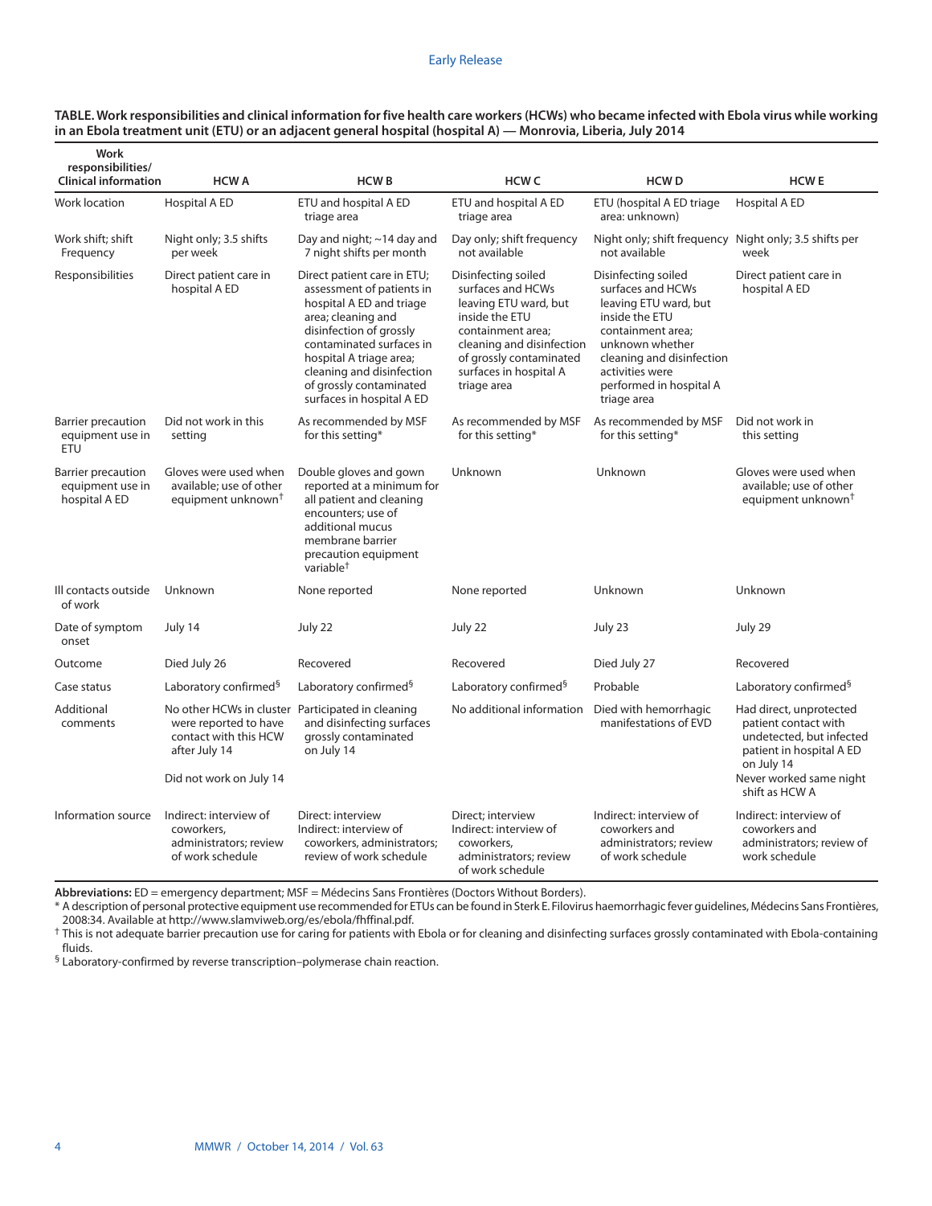**TABLE. Work responsibilities and clinical information for five health care workers (HCWs) who became infected with Ebola virus while working in an Ebola treatment unit (ETU) or an adjacent general hospital (hospital A) — Monrovia, Liberia, July 2014**

| Work responsibilities/ Clinical information | HCW A | HCW B | HCW C | HCW D | HCW E |
|---|---|---|---|---|---|
| Work location | Hospital A ED | ETU and hospital A ED triage area | ETU and hospital A ED triage area | ETU (hospital A ED triage area: unknown) | Hospital A ED |
| Work shift; shift Frequency | Night only; 3.5 shifts per week | Day and night; ~14 day and 7 night shifts per month | Day only; shift frequency not available | Night only; shift frequency not available | Night only; 3.5 shifts per week |
| Responsibilities | Direct patient care in hospital A ED | Direct patient care in ETU; assessment of patients in hospital A ED and triage area; cleaning and disinfection of grossly contaminated surfaces in hospital A triage area; cleaning and disinfection of grossly contaminated surfaces in hospital A ED | Disinfecting soiled surfaces and HCWs leaving ETU ward, but inside the ETU containment area; cleaning and disinfection of grossly contaminated surfaces in hospital A triage area | Disinfecting soiled surfaces and HCWs leaving ETU ward, but inside the ETU containment area; unknown whether cleaning and disinfection activities were performed in hospital A triage area | Direct patient care in hospital A ED |
| Barrier precaution equipment use in ETU | Did not work in this setting | As recommended by MSF for this setting* | As recommended by MSF for this setting* | As recommended by MSF for this setting* | Did not work in this setting |
| Barrier precaution equipment use in hospital A ED | Gloves were used when available; use of other equipment unknown† | Double gloves and gown reported at a minimum for all patient and cleaning encounters; use of additional mucus membrane barrier precaution equipment variable† | Unknown | Unknown | Gloves were used when available; use of other equipment unknown† |
| Ill contacts outside of work | Unknown | None reported | None reported | Unknown | Unknown |
| Date of symptom onset | July 14 | July 22 | July 22 | July 23 | July 29 |
| Outcome | Died July 26 | Recovered | Recovered | Died July 27 | Recovered |
| Case status | Laboratory confirmed§ | Laboratory confirmed§ | Laboratory confirmed§ | Probable | Laboratory confirmed§ |
| Additional comments | No other HCWs in cluster were reported to have contact with this HCW after July 14<br><br>Did not work on July 14 | Participated in cleaning and disinfecting surfaces grossly contaminated on July 14 | No additional information | Died with hemorrhagic manifestations of EVD | Had direct, unprotected patient contact with undetected, but infected patient in hospital A ED on July 14<br><br>Never worked same night shift as HCW A |
| Information source | Indirect: interview of coworkers, administrators; review of work schedule | Direct: interview<br>Indirect: interview of coworkers, administrators; review of work schedule | Direct; interview<br>Indirect: interview of coworkers, administrators; review of work schedule | Indirect: interview of coworkers and administrators; review of work schedule | Indirect: interview of coworkers and administrators; review of work schedule |

**Abbreviations:** ED = emergency department; MSF = Médecins Sans Frontières (Doctors Without Borders).

\* A description of personal protective equipment use recommended for ETUs can be found in Sterk E. Filovirus haemorrhagic fever guidelines, Médecins Sans Frontières, 2008:34. Available at http://www.slamviweb.org/es/ebola/fhffinal.pdf.

† This is not adequate barrier precaution use for caring for patients with Ebola or for cleaning and disinfecting surfaces grossly contaminated with Ebola-containing fluids.

§ Laboratory-confirmed by reverse transcription–polymerase chain reaction.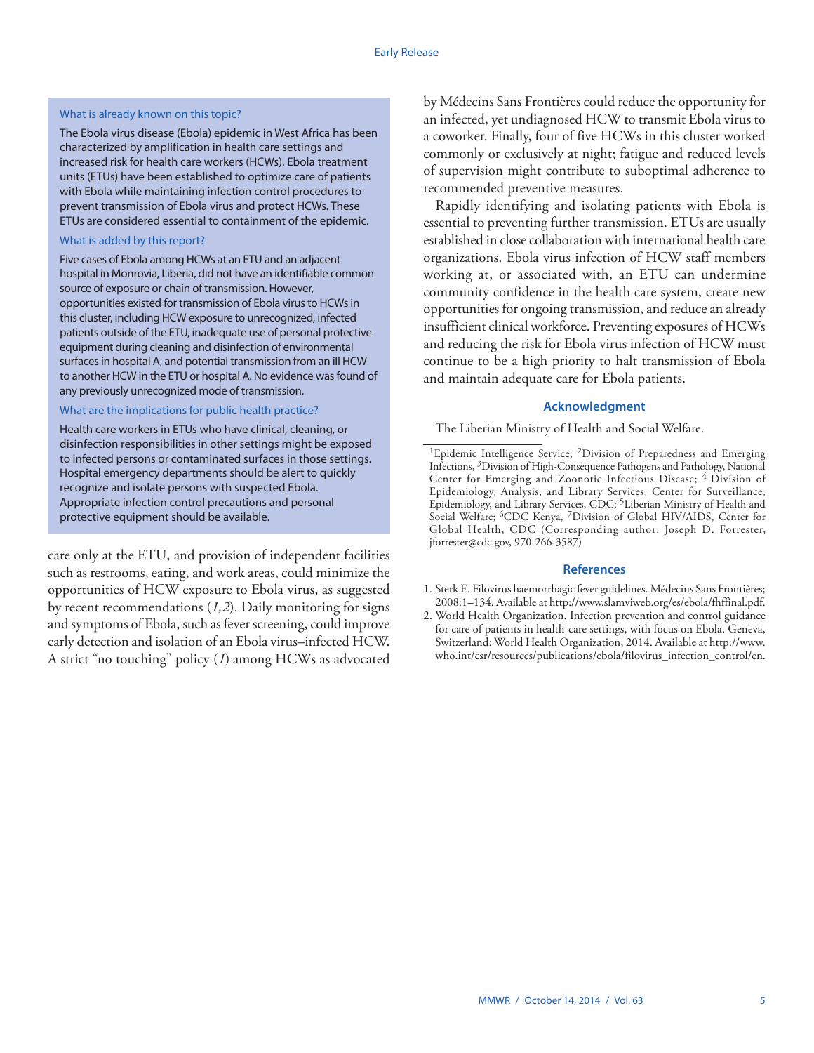**What is already known on this topic?**

The Ebola virus disease (Ebola) epidemic in West Africa has been characterized by amplification in health care settings and increased risk for health care workers (HCWs). Ebola treatment units (ETUs) have been established to optimize care of patients with Ebola while maintaining infection control procedures to prevent transmission of Ebola virus and protect HCWs. These ETUs are considered essential to containment of the epidemic.

**What is added by this report?**

Five cases of Ebola among HCWs at an ETU and an adjacent hospital in Monrovia, Liberia, did not have an identifiable common source of exposure or chain of transmission. However, opportunities existed for transmission of Ebola virus to HCWs in this cluster, including HCW exposure to unrecognized, infected patients outside of the ETU, inadequate use of personal protective equipment during cleaning and disinfection of environmental surfaces in hospital A, and potential transmission from an ill HCW to another HCW in the ETU or hospital A. No evidence was found of any previously unrecognized mode of transmission.

**What are the implications for public health practice?**

Health care workers in ETUs who have clinical, cleaning, or disinfection responsibilities in other settings might be exposed to infected persons or contaminated surfaces in those settings. Hospital emergency departments should be alert to quickly recognize and isolate persons with suspected Ebola. Appropriate infection control precautions and personal protective equipment should be available.

care only at the ETU, and provision of independent facilities such as restrooms, eating, and work areas, could minimize the opportunities of HCW exposure to Ebola virus, as suggested by recent recommendations (*1,2*). Daily monitoring for signs and symptoms of Ebola, such as fever screening, could improve early detection and isolation of an Ebola virus–infected HCW. A strict "no touching" policy (*1*) among HCWs as advocated by Médecins Sans Frontières could reduce the opportunity for an infected, yet undiagnosed HCW to transmit Ebola virus to a coworker. Finally, four of five HCWs in this cluster worked commonly or exclusively at night; fatigue and reduced levels of supervision might contribute to suboptimal adherence to recommended preventive measures.

Rapidly identifying and isolating patients with Ebola is essential to preventing further transmission. ETUs are usually established in close collaboration with international health care organizations. Ebola virus infection of HCW staff members working at, or associated with, an ETU can undermine community confidence in the health care system, create new opportunities for ongoing transmission, and reduce an already insufficient clinical workforce. Preventing exposures of HCWs and reducing the risk for Ebola virus infection of HCW must continue to be a high priority to halt transmission of Ebola and maintain adequate care for Ebola patients.

## Acknowledgment

The Liberian Ministry of Health and Social Welfare.

---

[1]Epidemic Intelligence Service, [2]Division of Preparedness and Emerging Infections, [3]Division of High-Consequence Pathogens and Pathology, National Center for Emerging and Zoonotic Infectious Disease; [4] Division of Epidemiology, Analysis, and Library Services, Center for Surveillance, Epidemiology, and Library Services, CDC; [5]Liberian Ministry of Health and Social Welfare; [6]CDC Kenya, [7]Division of Global HIV/AIDS, Center for Global Health, CDC (Corresponding author: Joseph D. Forrester, jforrester@cdc.gov, 970-266-3587)

## References

1. Sterk E. Filovirus haemorrhagic fever guidelines. Médecins Sans Frontières; 2008:1–134. Available at http://www.slamviweb.org/es/ebola/fhffinal.pdf.
2. World Health Organization. Infection prevention and control guidance for care of patients in health-care settings, with focus on Ebola. Geneva, Switzerland: World Health Organization; 2014. Available at http://www.who.int/csr/resources/publications/ebola/filovirus_infection_control/en.